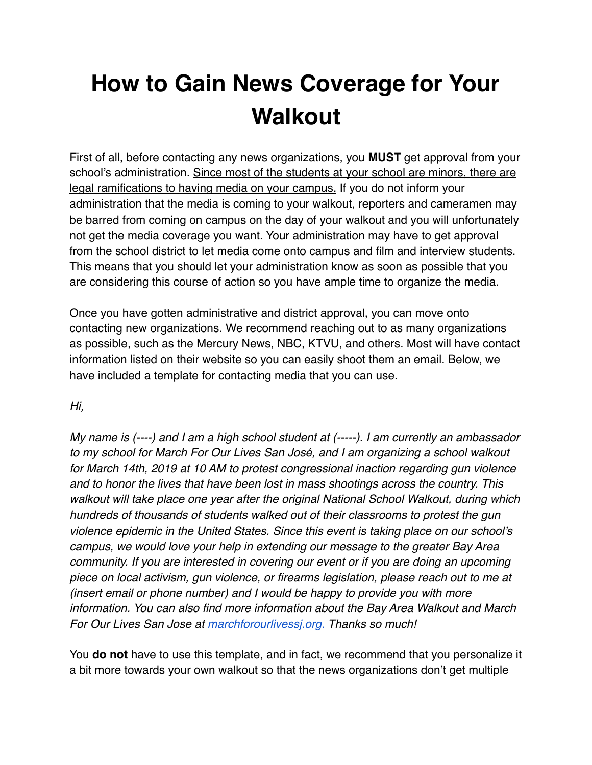# How to Gain News Coverage for Your Walkout

First of all, before contacting any news organizations, you **MUST** get approval from your school's administration. <u>Since most of the students at your school are minors, there are legal ramifications to having media on your campus.</u> If you do not inform your administration that the media is coming to your walkout, reporters and cameramen may be barred from coming on campus on the day of your walkout and you will unfortunately not get the media coverage you want. <u>Your administration may have to get approval from the school district</u> to let media come onto campus and film and interview students. This means that you should let your administration know as soon as possible that you are considering this course of action so you have ample time to organize the media.

Once you have gotten administrative and district approval, you can move onto contacting new organizations. We recommend reaching out to as many organizations as possible, such as the Mercury News, NBC, KTVU, and others. Most will have contact information listed on their website so you can easily shoot them an email. Below, we have included a template for contacting media that you can use.

*Hi,*

*My name is (----) and I am a high school student at (-----). I am currently an ambassador to my school for March For Our Lives San José, and I am organizing a school walkout for March 14th, 2019 at 10 AM to protest congressional inaction regarding gun violence and to honor the lives that have been lost in mass shootings across the country. This walkout will take place one year after the original National School Walkout, during which hundreds of thousands of students walked out of their classrooms to protest the gun violence epidemic in the United States. Since this event is taking place on our school's campus, we would love your help in extending our message to the greater Bay Area community. If you are interested in covering our event or if you are doing an upcoming piece on local activism, gun violence, or firearms legislation, please reach out to me at (insert email or phone number) and I would be happy to provide you with more information. You can also find more information about the Bay Area Walkout and March For Our Lives San Jose at [marchforourlivessj.org.](marchforourlivessj.org) Thanks so much!*

You **do not** have to use this template, and in fact, we recommend that you personalize it a bit more towards your own walkout so that the news organizations don't get multiple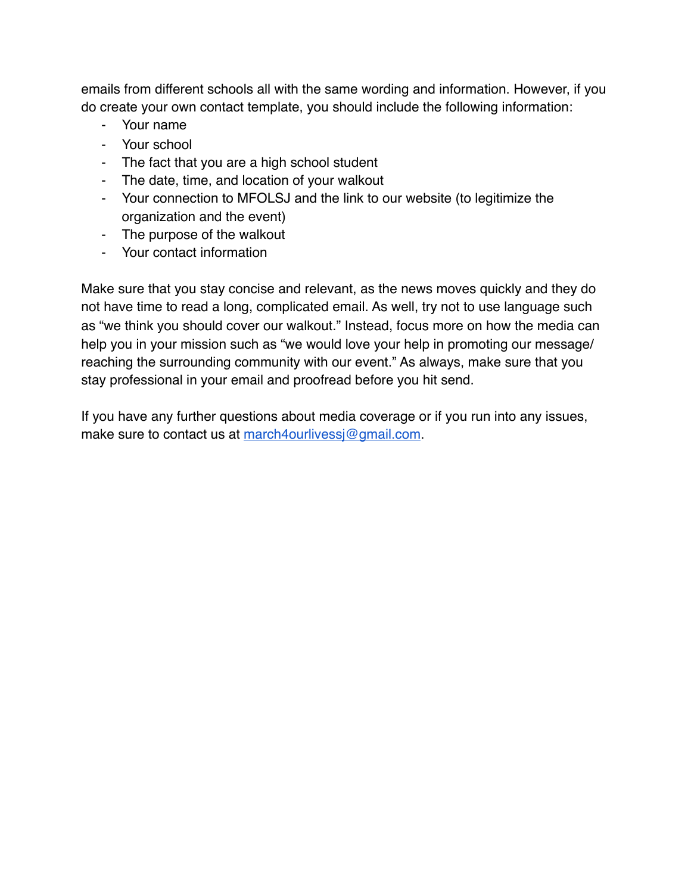emails from different schools all with the same wording and information. However, if you do create your own contact template, you should include the following information:

- Your name
- Your school
- The fact that you are a high school student
- The date, time, and location of your walkout
- Your connection to MFOLSJ and the link to our website (to legitimize the organization and the event)
- The purpose of the walkout
- Your contact information

Make sure that you stay concise and relevant, as the news moves quickly and they do not have time to read a long, complicated email. As well, try not to use language such as "we think you should cover our walkout." Instead, focus more on how the media can help you in your mission such as "we would love your help in promoting our message/ reaching the surrounding community with our event." As always, make sure that you stay professional in your email and proofread before you hit send.

If you have any further questions about media coverage or if you run into any issues, make sure to contact us at march4ourlivessj@gmail.com.